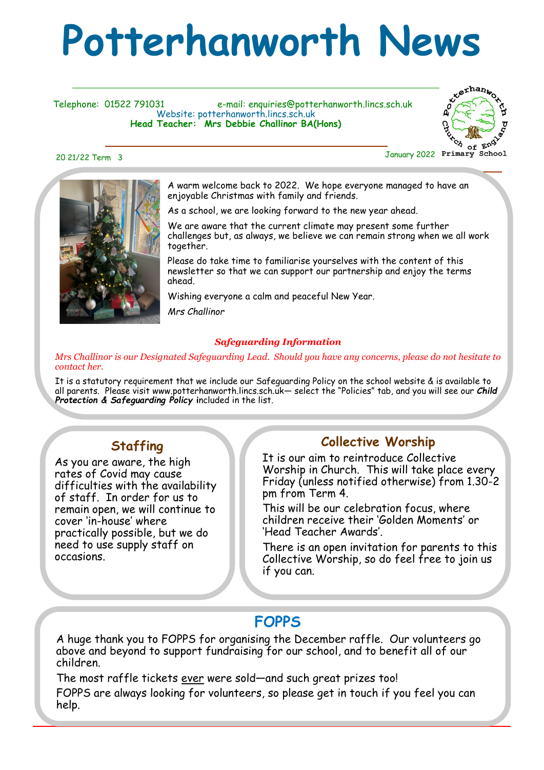# Potterhanworth News

Telephone: 01522 791031 e-mail: enquiries@potterhanworth.lincs.sch.uk
Website: potterhanworth.lincs.sch.uk
**Head Teacher: Mrs Debbie Challinor BA(Hons)**

Potterhanworth Church of England Primary School

20 21/22 Term 3

January 2022

A warm welcome back to 2022. We hope everyone managed to have an enjoyable Christmas with family and friends.

As a school, we are looking forward to the new year ahead.

We are aware that the current climate may present some further challenges but, as always, we believe we can remain strong when we all work together.

Please do take time to familiarise yourselves with the content of this newsletter so that we can support our partnership and enjoy the terms ahead.

Wishing everyone a calm and peaceful New Year.

*Mrs Challinor*

### *Safeguarding Information*

*Mrs Challinor is our Designated Safeguarding Lead. Should you have any concerns, please do not hesitate to contact her.*

It is a statutory requirement that we include our Safeguarding Policy on the school website & is available to all parents. Please visit www.potterhanworth.lincs.sch.uk— select the "Policies" tab, and you will see our ***Child Protection & Safeguarding Policy*** included in the list.

## Staffing

As you are aware, the high rates of Covid may cause difficulties with the availability of staff. In order for us to remain open, we will continue to cover 'in-house' where practically possible, but we do need to use supply staff on occasions.

## Collective Worship

It is our aim to reintroduce Collective Worship in Church. This will take place every Friday (unless notified otherwise) from 1.30-2 pm from Term 4.

This will be our celebration focus, where children receive their 'Golden Moments' or 'Head Teacher Awards'.

There is an open invitation for parents to this Collective Worship, so do feel free to join us if you can.

## FOPPS

A huge thank you to FOPPS for organising the December raffle. Our volunteers go above and beyond to support fundraising for our school, and to benefit all of our children.

The most raffle tickets ever were sold—and such great prizes too!

FOPPS are always looking for volunteers, so please get in touch if you feel you can help.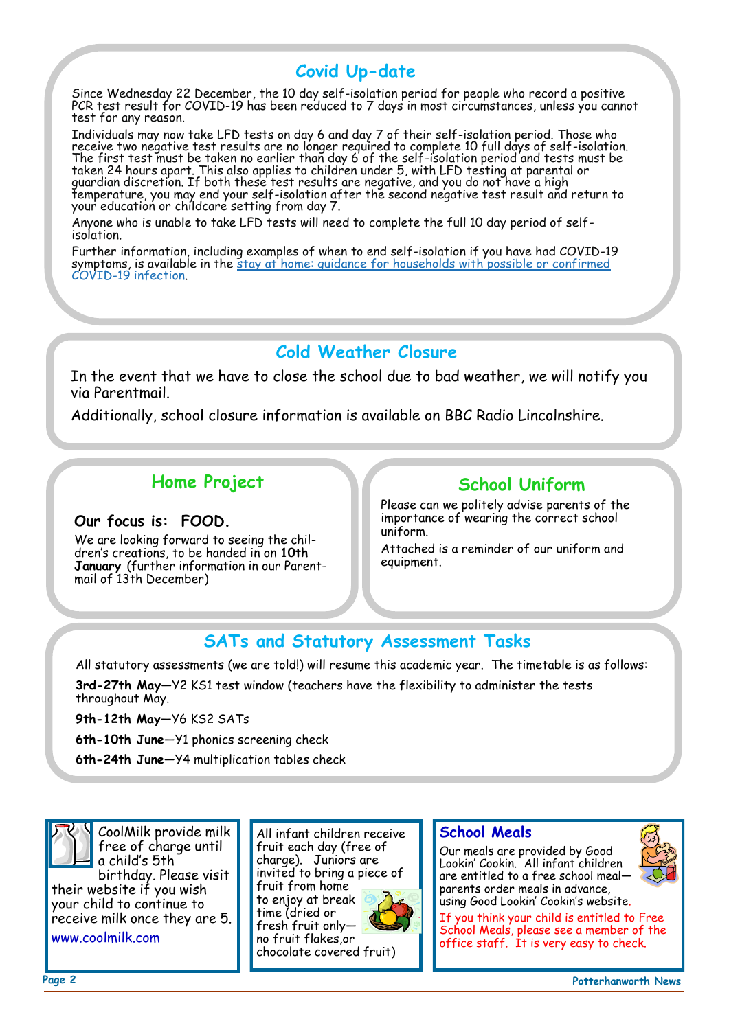## Covid Up-date

Since Wednesday 22 December, the 10 day self-isolation period for people who record a positive PCR test result for COVID-19 has been reduced to 7 days in most circumstances, unless you cannot test for any reason.

Individuals may now take LFD tests on day 6 and day 7 of their self-isolation period. Those who receive two negative test results are no longer required to complete 10 full days of self-isolation. The first test must be taken no earlier than day 6 of the self-isolation period and tests must be taken 24 hours apart. This also applies to children under 5, with LFD testing at parental or guardian discretion. If both these test results are negative, and you do not have a high temperature, you may end your self-isolation after the second negative test result and return to your education or childcare setting from day 7.

Anyone who is unable to take LFD tests will need to complete the full 10 day period of self-isolation.

Further information, including examples of when to end self-isolation if you have had COVID-19 symptoms, is available in the stay at home: guidance for households with possible or confirmed COVID-19 infection.

## Cold Weather Closure

In the event that we have to close the school due to bad weather, we will notify you via Parentmail.

Additionally, school closure information is available on BBC Radio Lincolnshire.

## Home Project

**Our focus is: FOOD.**

We are looking forward to seeing the children's creations, to be handed in on **10th January** (further information in our Parentmail of 13th December)

## School Uniform

Please can we politely advise parents of the importance of wearing the correct school uniform.

Attached is a reminder of our uniform and equipment.

## SATs and Statutory Assessment Tasks

All statutory assessments (we are told!) will resume this academic year. The timetable is as follows:

**3rd-27th May**—Y2 KS1 test window (teachers have the flexibility to administer the tests throughout May.

**9th-12th May**—Y6 KS2 SATs

**6th-10th June**—Y1 phonics screening check

**6th-24th June**—Y4 multiplication tables check

CoolMilk provide milk free of charge until a child's 5th birthday. Please visit their website if you wish your child to continue to receive milk once they are 5.

www.coolmilk.com

All infant children receive fruit each day (free of charge). Juniors are invited to bring a piece of fruit from home to enjoy at break time (dried or fresh fruit only—no fruit flakes,or chocolate covered fruit)

### School Meals

Our meals are provided by Good Lookin' Cookin. All infant children are entitled to a free school meal—parents order meals in advance, using Good Lookin' Cookin's website.

If you think your child is entitled to Free School Meals, please see a member of the office staff. It is very easy to check.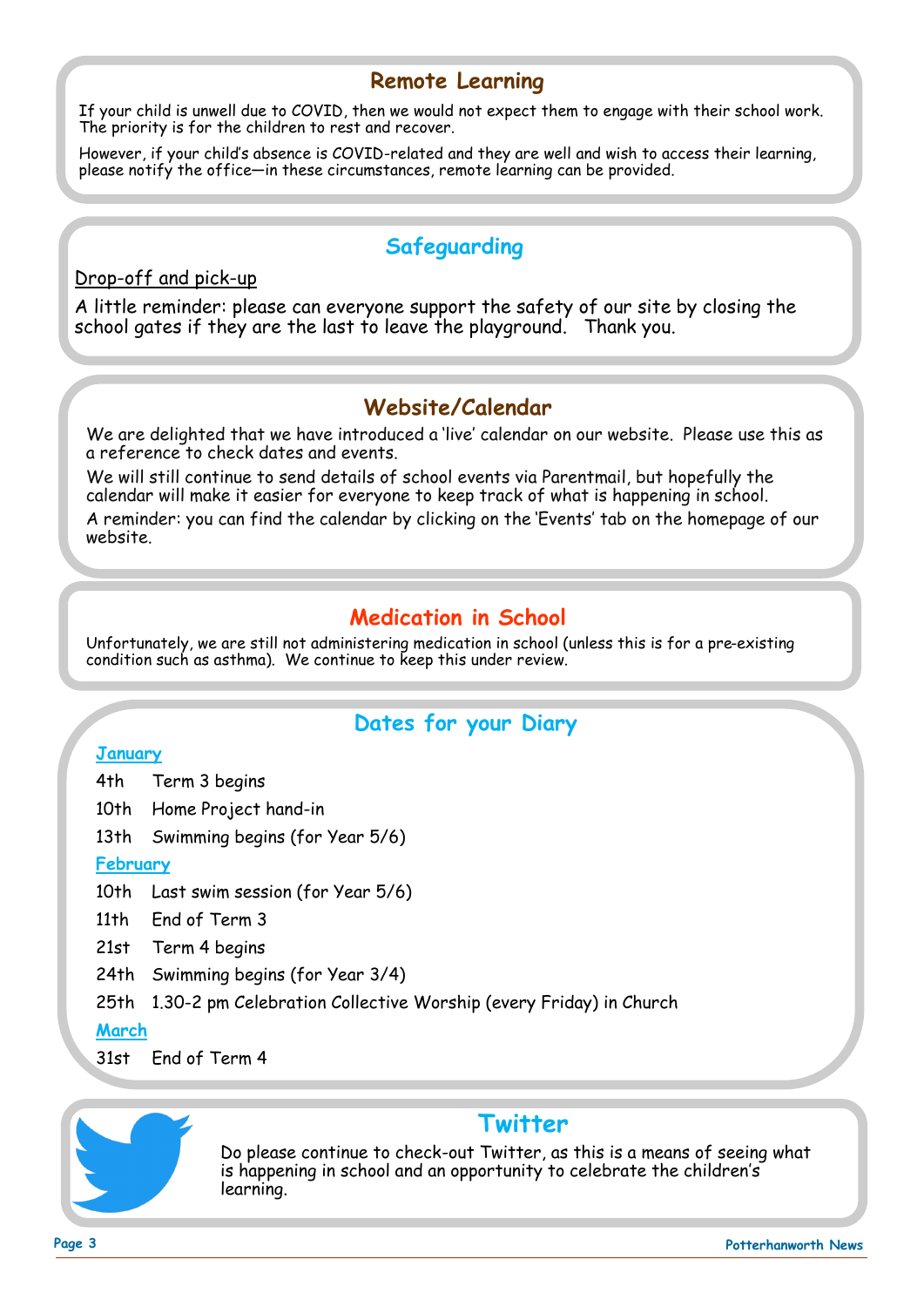## Remote Learning

If your child is unwell due to COVID, then we would not expect them to engage with their school work. The priority is for the children to rest and recover.

However, if your child's absence is COVID-related and they are well and wish to access their learning, please notify the office—in these circumstances, remote learning can be provided.

## Safeguarding

Drop-off and pick-up

A little reminder: please can everyone support the safety of our site by closing the school gates if they are the last to leave the playground. Thank you.

## Website/Calendar

We are delighted that we have introduced a 'live' calendar on our website. Please use this as a reference to check dates and events.

We will still continue to send details of school events via Parentmail, but hopefully the calendar will make it easier for everyone to keep track of what is happening in school.

A reminder: you can find the calendar by clicking on the 'Events' tab on the homepage of our website.

## Medication in School

Unfortunately, we are still not administering medication in school (unless this is for a pre-existing condition such as asthma). We continue to keep this under review.

## Dates for your Diary

**January**

- 4th Term 3 begins
- 10th Home Project hand-in
- 13th Swimming begins (for Year 5/6)

**February**

- 10th Last swim session (for Year 5/6)
- 11th End of Term 3
- 21st Term 4 begins
- 24th Swimming begins (for Year 3/4)
- 25th 1.30-2 pm Celebration Collective Worship (every Friday) in Church

**March**

- 31st End of Term 4

## Twitter

Do please continue to check-out Twitter, as this is a means of seeing what is happening in school and an opportunity to celebrate the children's learning.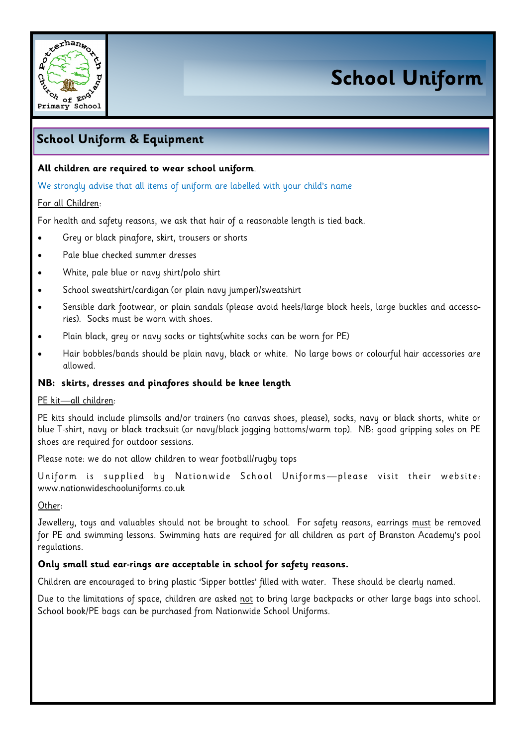# School Uniform

## School Uniform & Equipment

**All children are required to wear school uniform**.

We strongly advise that all items of uniform are labelled with your child's name

For all Children:

For health and safety reasons, we ask that hair of a reasonable length is tied back.

- Grey or black pinafore, skirt, trousers or shorts
- Pale blue checked summer dresses
- White, pale blue or navy shirt/polo shirt
- School sweatshirt/cardigan (or plain navy jumper)/sweatshirt
- Sensible dark footwear, or plain sandals (please avoid heels/large block heels, large buckles and accessories). Socks must be worn with shoes.
- Plain black, grey or navy socks or tights(white socks can be worn for PE)
- Hair bobbles/bands should be plain navy, black or white. No large bows or colourful hair accessories are allowed.

**NB: skirts, dresses and pinafores should be knee length**

PE kit—all children:

PE kits should include plimsolls and/or trainers (no canvas shoes, please), socks, navy or black shorts, white or blue T-shirt, navy or black tracksuit (or navy/black jogging bottoms/warm top). NB: good gripping soles on PE shoes are required for outdoor sessions.

Please note: we do not allow children to wear football/rugby tops

Uniform is supplied by Nationwide School Uniforms—please visit their website: www.nationwideschooluniforms.co.uk

Other:

Jewellery, toys and valuables should not be brought to school. For safety reasons, earrings must be removed for PE and swimming lessons. Swimming hats are required for all children as part of Branston Academy's pool regulations.

**Only small stud ear-rings are acceptable in school for safety reasons.**

Children are encouraged to bring plastic 'Sipper bottles' filled with water. These should be clearly named.

Due to the limitations of space, children are asked not to bring large backpacks or other large bags into school. School book/PE bags can be purchased from Nationwide School Uniforms.